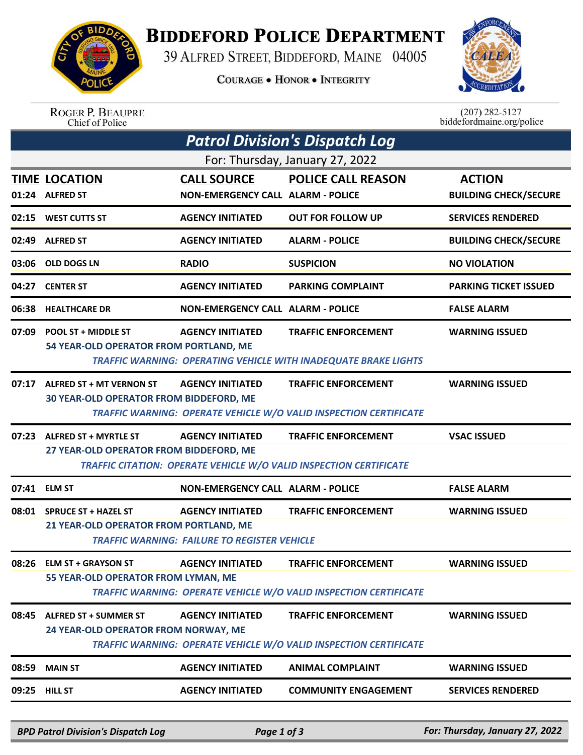# Biddeford Police Department

39 Alfred Street, Biddeford, Maine 04005

Courage • Honor • Integrity

Roger P. Beaupre
Chief of Police

(207) 282-5127
biddefordmaine.org/police

## Patrol Division's Dispatch Log

For: Thursday, January 27, 2022

| TIME | LOCATION | CALL SOURCE | POLICE CALL REASON | ACTION |
|---|---|---|---|---|
| 01:24 | ALFRED ST | NON-EMERGENCY CALL | ALARM - POLICE | BUILDING CHECK/SECURE |
| 02:15 | WEST CUTTS ST | AGENCY INITIATED | OUT FOR FOLLOW UP | SERVICES RENDERED |
| 02:49 | ALFRED ST | AGENCY INITIATED | ALARM - POLICE | BUILDING CHECK/SECURE |
| 03:06 | OLD DOGS LN | RADIO | SUSPICION | NO VIOLATION |
| 04:27 | CENTER ST | AGENCY INITIATED | PARKING COMPLAINT | PARKING TICKET ISSUED |
| 06:38 | HEALTHCARE DR | NON-EMERGENCY CALL | ALARM - POLICE | FALSE ALARM |
| 07:09 | POOL ST + MIDDLE ST<br>54 YEAR-OLD OPERATOR FROM PORTLAND, ME<br>*TRAFFIC WARNING: OPERATING VEHICLE WITH INADEQUATE BRAKE LIGHTS* | AGENCY INITIATED | TRAFFIC ENFORCEMENT | WARNING ISSUED |
| 07:17 | ALFRED ST + MT VERNON ST<br>30 YEAR-OLD OPERATOR FROM BIDDEFORD, ME<br>*TRAFFIC WARNING: OPERATE VEHICLE W/O VALID INSPECTION CERTIFICATE* | AGENCY INITIATED | TRAFFIC ENFORCEMENT | WARNING ISSUED |
| 07:23 | ALFRED ST + MYRTLE ST<br>27 YEAR-OLD OPERATOR FROM BIDDEFORD, ME<br>*TRAFFIC CITATION: OPERATE VEHICLE W/O VALID INSPECTION CERTIFICATE* | AGENCY INITIATED | TRAFFIC ENFORCEMENT | VSAC ISSUED |
| 07:41 | ELM ST | NON-EMERGENCY CALL | ALARM - POLICE | FALSE ALARM |
| 08:01 | SPRUCE ST + HAZEL ST<br>21 YEAR-OLD OPERATOR FROM PORTLAND, ME<br>*TRAFFIC WARNING: FAILURE TO REGISTER VEHICLE* | AGENCY INITIATED | TRAFFIC ENFORCEMENT | WARNING ISSUED |
| 08:26 | ELM ST + GRAYSON ST<br>55 YEAR-OLD OPERATOR FROM LYMAN, ME<br>*TRAFFIC WARNING: OPERATE VEHICLE W/O VALID INSPECTION CERTIFICATE* | AGENCY INITIATED | TRAFFIC ENFORCEMENT | WARNING ISSUED |
| 08:45 | ALFRED ST + SUMMER ST<br>24 YEAR-OLD OPERATOR FROM NORWAY, ME<br>*TRAFFIC WARNING: OPERATE VEHICLE W/O VALID INSPECTION CERTIFICATE* | AGENCY INITIATED | TRAFFIC ENFORCEMENT | WARNING ISSUED |
| 08:59 | MAIN ST | AGENCY INITIATED | ANIMAL COMPLAINT | WARNING ISSUED |
| 09:25 | HILL ST | AGENCY INITIATED | COMMUNITY ENGAGEMENT | SERVICES RENDERED |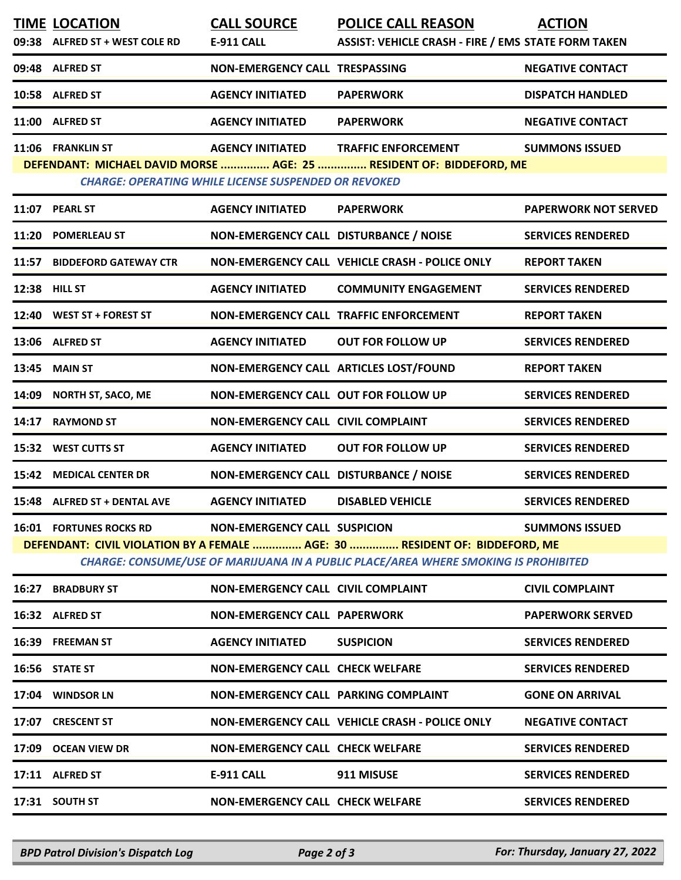| TIME | LOCATION | CALL SOURCE | POLICE CALL REASON | ACTION |
|---|---|---|---|---|
| 09:38 | ALFRED ST + WEST COLE RD | E-911 CALL | ASSIST: VEHICLE CRASH - FIRE / EMS | STATE FORM TAKEN |
| 09:48 | ALFRED ST | NON-EMERGENCY CALL | TRESPASSING | NEGATIVE CONTACT |
| 10:58 | ALFRED ST | AGENCY INITIATED | PAPERWORK | DISPATCH HANDLED |
| 11:00 | ALFRED ST | AGENCY INITIATED | PAPERWORK | NEGATIVE CONTACT |
| 11:06 | FRANKLIN ST | AGENCY INITIATED | TRAFFIC ENFORCEMENT | SUMMONS ISSUED |
| DEFENDANT: MICHAEL DAVID MORSE ............... AGE: 25 ............... RESIDENT OF: BIDDEFORD, ME | | | | |
| | *CHARGE: OPERATING WHILE LICENSE SUSPENDED OR REVOKED* | | | |
| 11:07 | PEARL ST | AGENCY INITIATED | PAPERWORK | PAPERWORK NOT SERVED |
| 11:20 | POMERLEAU ST | NON-EMERGENCY CALL | DISTURBANCE / NOISE | SERVICES RENDERED |
| 11:57 | BIDDEFORD GATEWAY CTR | NON-EMERGENCY CALL | VEHICLE CRASH - POLICE ONLY | REPORT TAKEN |
| 12:38 | HILL ST | AGENCY INITIATED | COMMUNITY ENGAGEMENT | SERVICES RENDERED |
| 12:40 | WEST ST + FOREST ST | NON-EMERGENCY CALL | TRAFFIC ENFORCEMENT | REPORT TAKEN |
| 13:06 | ALFRED ST | AGENCY INITIATED | OUT FOR FOLLOW UP | SERVICES RENDERED |
| 13:45 | MAIN ST | NON-EMERGENCY CALL | ARTICLES LOST/FOUND | REPORT TAKEN |
| 14:09 | NORTH ST, SACO, ME | NON-EMERGENCY CALL | OUT FOR FOLLOW UP | SERVICES RENDERED |
| 14:17 | RAYMOND ST | NON-EMERGENCY CALL | CIVIL COMPLAINT | SERVICES RENDERED |
| 15:32 | WEST CUTTS ST | AGENCY INITIATED | OUT FOR FOLLOW UP | SERVICES RENDERED |
| 15:42 | MEDICAL CENTER DR | NON-EMERGENCY CALL | DISTURBANCE / NOISE | SERVICES RENDERED |
| 15:48 | ALFRED ST + DENTAL AVE | AGENCY INITIATED | DISABLED VEHICLE | SERVICES RENDERED |
| 16:01 | FORTUNES ROCKS RD | NON-EMERGENCY CALL | SUSPICION | SUMMONS ISSUED |
| DEFENDANT: CIVIL VIOLATION BY A FEMALE ............... AGE: 30 ............... RESIDENT OF: BIDDEFORD, ME | | | | |
| | *CHARGE: CONSUME/USE OF MARIJUANA IN A PUBLIC PLACE/AREA WHERE SMOKING IS PROHIBITED* | | | |
| 16:27 | BRADBURY ST | NON-EMERGENCY CALL | CIVIL COMPLAINT | CIVIL COMPLAINT |
| 16:32 | ALFRED ST | NON-EMERGENCY CALL | PAPERWORK | PAPERWORK SERVED |
| 16:39 | FREEMAN ST | AGENCY INITIATED | SUSPICION | SERVICES RENDERED |
| 16:56 | STATE ST | NON-EMERGENCY CALL | CHECK WELFARE | SERVICES RENDERED |
| 17:04 | WINDSOR LN | NON-EMERGENCY CALL | PARKING COMPLAINT | GONE ON ARRIVAL |
| 17:07 | CRESCENT ST | NON-EMERGENCY CALL | VEHICLE CRASH - POLICE ONLY | NEGATIVE CONTACT |
| 17:09 | OCEAN VIEW DR | NON-EMERGENCY CALL | CHECK WELFARE | SERVICES RENDERED |
| 17:11 | ALFRED ST | E-911 CALL | 911 MISUSE | SERVICES RENDERED |
| 17:31 | SOUTH ST | NON-EMERGENCY CALL | CHECK WELFARE | SERVICES RENDERED |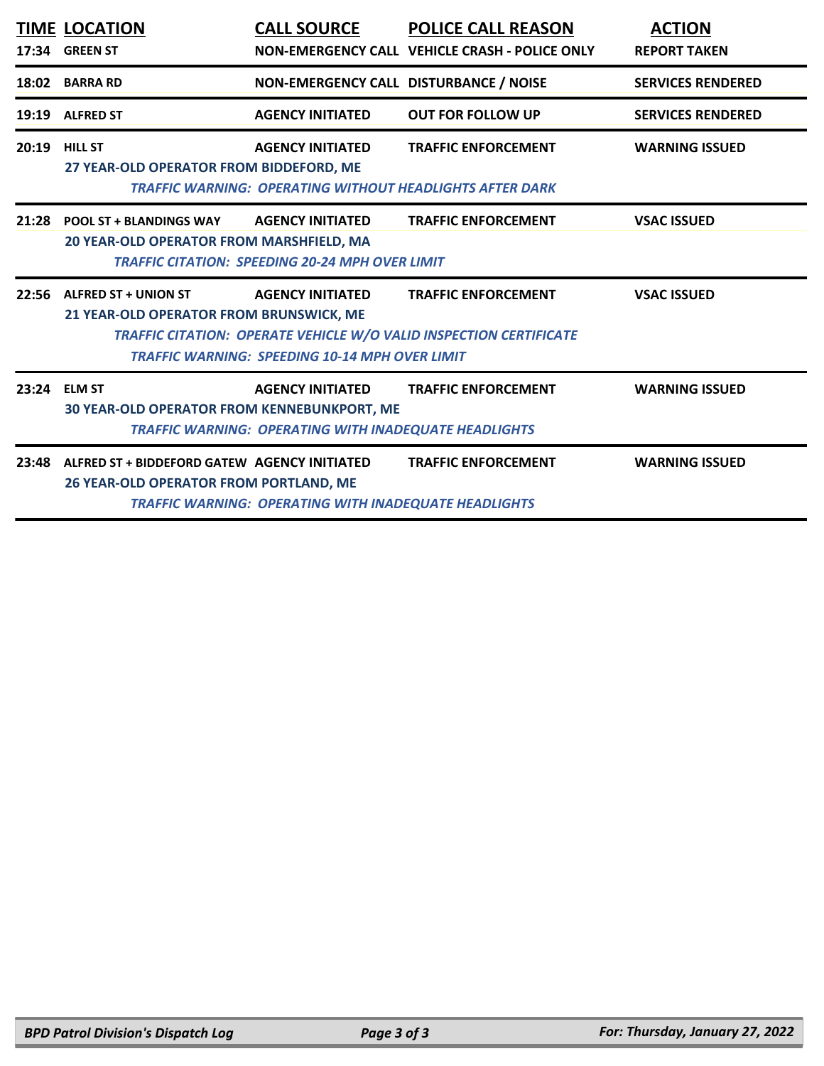| TIME | LOCATION | CALL SOURCE | POLICE CALL REASON | ACTION |
|---|---|---|---|---|
| 17:34 | GREEN ST | NON-EMERGENCY CALL | VEHICLE CRASH - POLICE ONLY | REPORT TAKEN |
| 18:02 | BARRA RD | NON-EMERGENCY CALL | DISTURBANCE / NOISE | SERVICES RENDERED |
| 19:19 | ALFRED ST | AGENCY INITIATED | OUT FOR FOLLOW UP | SERVICES RENDERED |
| 20:19 | HILL ST<br>27 YEAR-OLD OPERATOR FROM BIDDEFORD, ME<br>*TRAFFIC WARNING: OPERATING WITHOUT HEADLIGHTS AFTER DARK* | AGENCY INITIATED | TRAFFIC ENFORCEMENT | WARNING ISSUED |
| 21:28 | POOL ST + BLANDINGS WAY<br>20 YEAR-OLD OPERATOR FROM MARSHFIELD, MA<br>*TRAFFIC CITATION: SPEEDING 20-24 MPH OVER LIMIT* | AGENCY INITIATED | TRAFFIC ENFORCEMENT | VSAC ISSUED |
| 22:56 | ALFRED ST + UNION ST<br>21 YEAR-OLD OPERATOR FROM BRUNSWICK, ME<br>*TRAFFIC CITATION: OPERATE VEHICLE W/O VALID INSPECTION CERTIFICATE*<br>*TRAFFIC WARNING: SPEEDING 10-14 MPH OVER LIMIT* | AGENCY INITIATED | TRAFFIC ENFORCEMENT | VSAC ISSUED |
| 23:24 | ELM ST<br>30 YEAR-OLD OPERATOR FROM KENNEBUNKPORT, ME<br>*TRAFFIC WARNING: OPERATING WITH INADEQUATE HEADLIGHTS* | AGENCY INITIATED | TRAFFIC ENFORCEMENT | WARNING ISSUED |
| 23:48 | ALFRED ST + BIDDEFORD GATEW<br>26 YEAR-OLD OPERATOR FROM PORTLAND, ME<br>*TRAFFIC WARNING: OPERATING WITH INADEQUATE HEADLIGHTS* | AGENCY INITIATED | TRAFFIC ENFORCEMENT | WARNING ISSUED |

*BPD Patrol Division's Dispatch Log* — *For: Thursday, January 27, 2022*